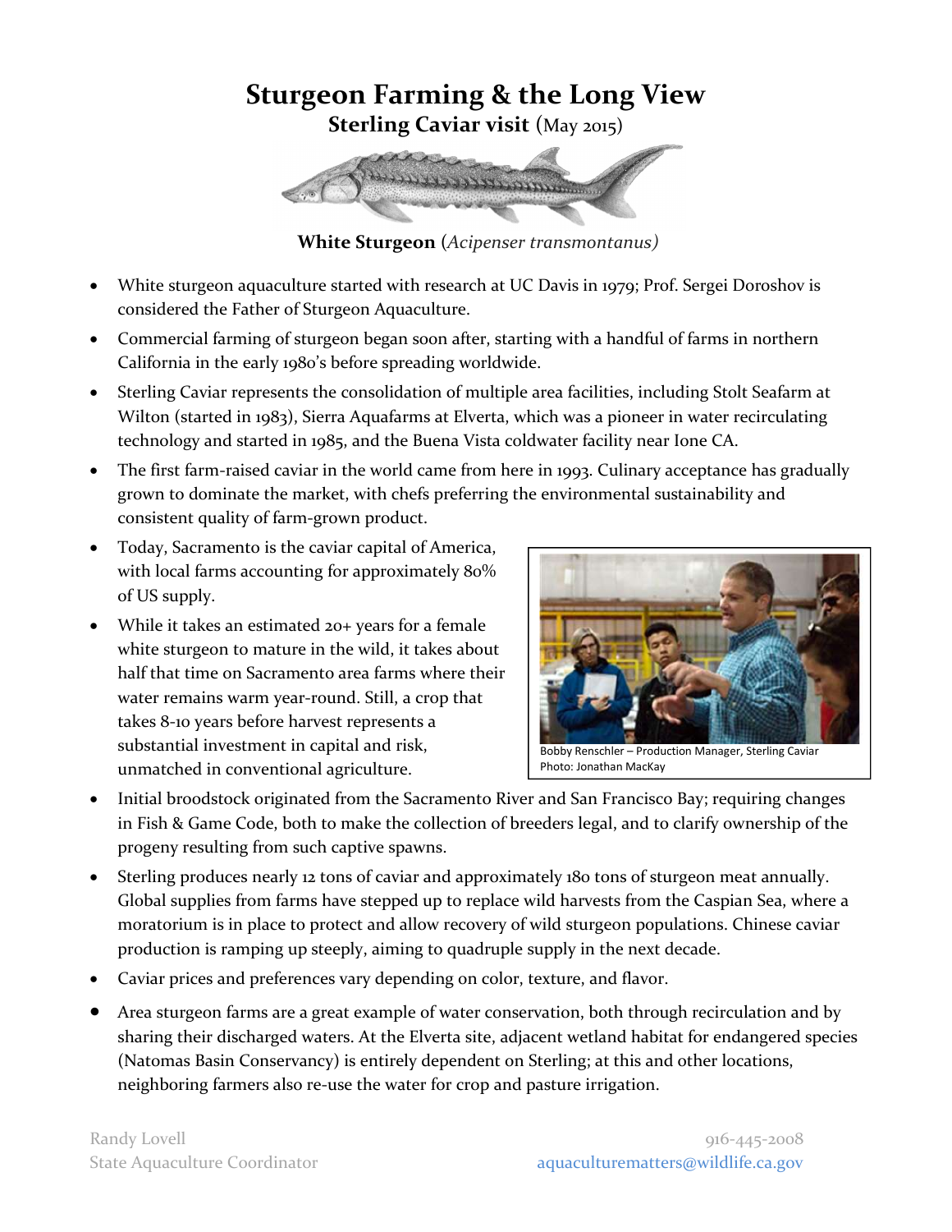# Sturgeon Farming & the Long View

**Sterling Caviar visit** (May 2015)

**White Sturgeon** (*Acipenser transmontanus)*

- White sturgeon aquaculture started with research at UC Davis in 1979; Prof. Sergei Doroshov is considered the Father of Sturgeon Aquaculture.
- Commercial farming of sturgeon began soon after, starting with a handful of farms in northern California in the early 1980's before spreading worldwide.
- Sterling Caviar represents the consolidation of multiple area facilities, including Stolt Seafarm at Wilton (started in 1983), Sierra Aquafarms at Elverta, which was a pioneer in water recirculating technology and started in 1985, and the Buena Vista coldwater facility near Ione CA.
- The first farm-raised caviar in the world came from here in 1993. Culinary acceptance has gradually grown to dominate the market, with chefs preferring the environmental sustainability and consistent quality of farm-grown product.
- Today, Sacramento is the caviar capital of America, with local farms accounting for approximately 80% of US supply.
- While it takes an estimated 20+ years for a female white sturgeon to mature in the wild, it takes about half that time on Sacramento area farms where their water remains warm year-round. Still, a crop that takes 8-10 years before harvest represents a substantial investment in capital and risk, unmatched in conventional agriculture.

Bobby Renschler – Production Manager, Sterling Caviar
Photo: Jonathan MacKay

- Initial broodstock originated from the Sacramento River and San Francisco Bay; requiring changes in Fish & Game Code, both to make the collection of breeders legal, and to clarify ownership of the progeny resulting from such captive spawns.
- Sterling produces nearly 12 tons of caviar and approximately 180 tons of sturgeon meat annually. Global supplies from farms have stepped up to replace wild harvests from the Caspian Sea, where a moratorium is in place to protect and allow recovery of wild sturgeon populations. Chinese caviar production is ramping up steeply, aiming to quadruple supply in the next decade.
- Caviar prices and preferences vary depending on color, texture, and flavor.
- Area sturgeon farms are a great example of water conservation, both through recirculation and by sharing their discharged waters. At the Elverta site, adjacent wetland habitat for endangered species (Natomas Basin Conservancy) is entirely dependent on Sterling; at this and other locations, neighboring farmers also re-use the water for crop and pasture irrigation.

Randy Lovell
State Aquaculture Coordinator

916-445-2008
aquaculturematters@wildlife.ca.gov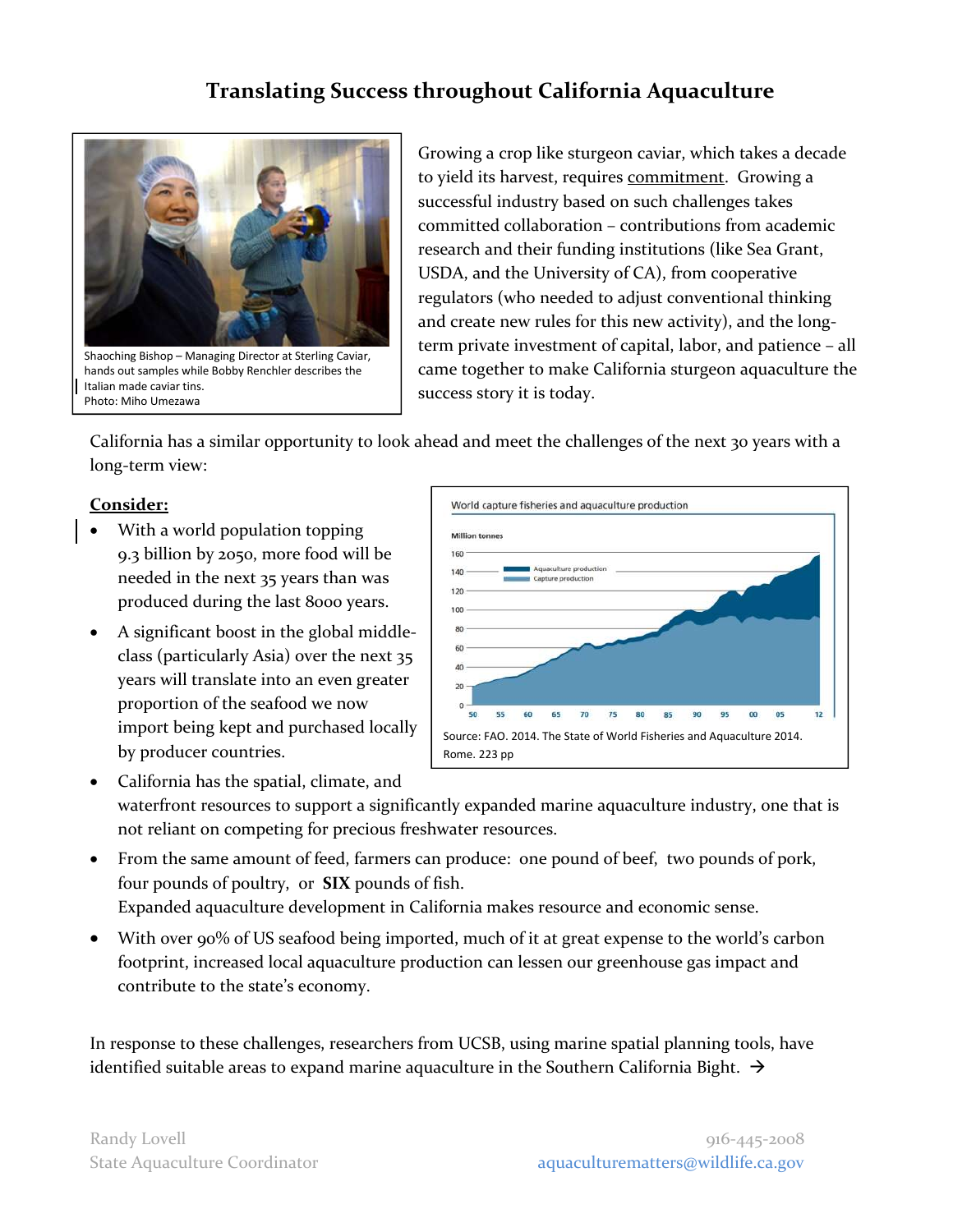# Translating Success throughout California Aquaculture

Shaoching Bishop – Managing Director at Sterling Caviar, hands out samples while Bobby Renchler describes the Italian made caviar tins.
Photo: Miho Umezawa

Growing a crop like sturgeon caviar, which takes a decade to yield its harvest, requires commitment. Growing a successful industry based on such challenges takes committed collaboration – contributions from academic research and their funding institutions (like Sea Grant, USDA, and the University of CA), from cooperative regulators (who needed to adjust conventional thinking and create new rules for this new activity), and the long-term private investment of capital, labor, and patience – all came together to make California sturgeon aquaculture the success story it is today.

California has a similar opportunity to look ahead and meet the challenges of the next 30 years with a long-term view:

**Consider:**

- With a world population topping 9.3 billion by 2050, more food will be needed in the next 35 years than was produced during the last 8000 years.
- A significant boost in the global middle-class (particularly Asia) over the next 35 years will translate into an even greater proportion of the seafood we now import being kept and purchased locally by producer countries.
- California has the spatial, climate, and waterfront resources to support a significantly expanded marine aquaculture industry, one that is not reliant on competing for precious freshwater resources.
- From the same amount of feed, farmers can produce: one pound of beef, two pounds of pork, four pounds of poultry, or **SIX** pounds of fish.
  Expanded aquaculture development in California makes resource and economic sense.
- With over 90% of US seafood being imported, much of it at great expense to the world's carbon footprint, increased local aquaculture production can lessen our greenhouse gas impact and contribute to the state's economy.

World capture fisheries and aquaculture production

Million tonnes

160
140
120
100
80
60
40
20
0

Aquaculture production
Capture production

50 55 60 65 70 75 80 85 90 95 00 05 12

Source: FAO. 2014. The State of World Fisheries and Aquaculture 2014. Rome. 223 pp

In response to these challenges, researchers from UCSB, using marine spatial planning tools, have identified suitable areas to expand marine aquaculture in the Southern California Bight. →

Randy Lovell
State Aquaculture Coordinator

916-445-2008
aquaculturematters@wildlife.ca.gov